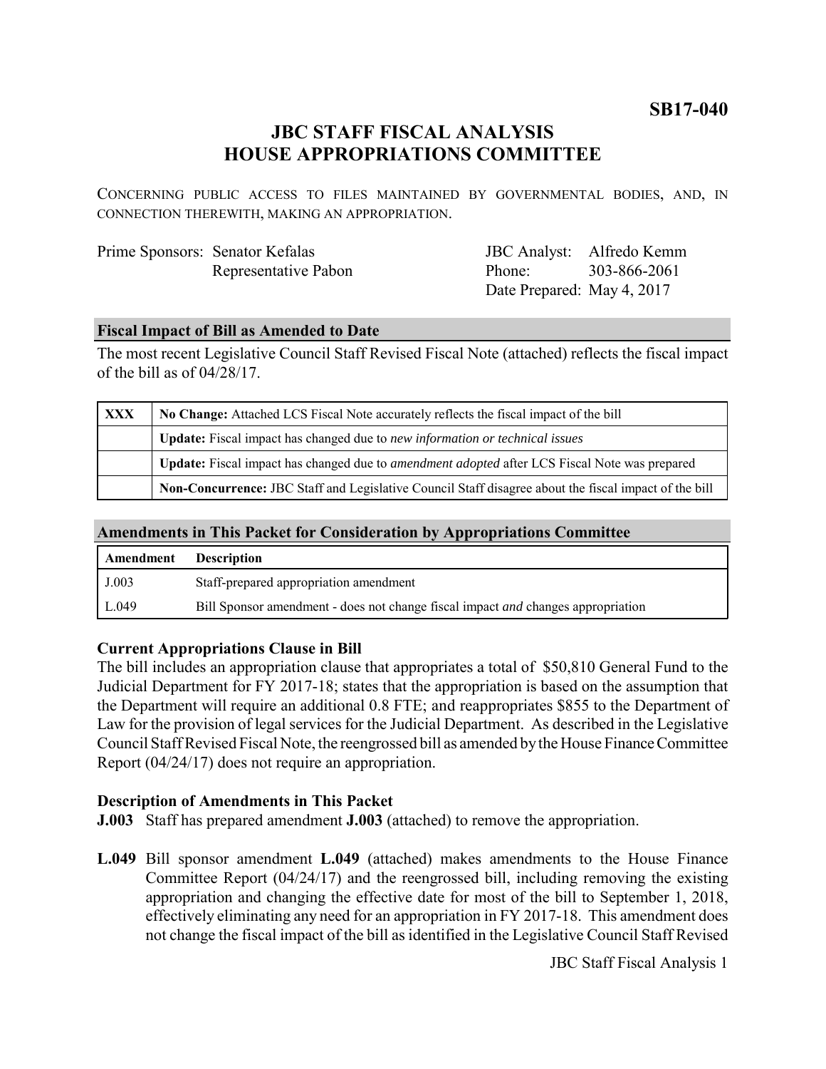**SB17-040**

# JBC STAFF FISCAL ANALYSIS
# HOUSE APPROPRIATIONS COMMITTEE

CONCERNING PUBLIC ACCESS TO FILES MAINTAINED BY GOVERNMENTAL BODIES, AND, IN CONNECTION THEREWITH, MAKING AN APPROPRIATION.

| Prime Sponsors: | Senator Kefalas | JBC Analyst: | Alfredo Kemm |
|---|---|---|---|
| | Representative Pabon | Phone: | 303-866-2061 |
| | | Date Prepared: | May 4, 2017 |

## Fiscal Impact of Bill as Amended to Date

The most recent Legislative Council Staff Revised Fiscal Note (attached) reflects the fiscal impact of the bill as of 04/28/17.

| | |
|---|---|
| XXX | **No Change:** Attached LCS Fiscal Note accurately reflects the fiscal impact of the bill |
| | **Update:** Fiscal impact has changed due to *new information or technical issues* |
| | **Update:** Fiscal impact has changed due to *amendment adopted* after LCS Fiscal Note was prepared |
| | **Non-Concurrence:** JBC Staff and Legislative Council Staff disagree about the fiscal impact of the bill |

## Amendments in This Packet for Consideration by Appropriations Committee

| Amendment | Description |
|---|---|
| J.003 | Staff-prepared appropriation amendment |
| L.049 | Bill Sponsor amendment - does not change fiscal impact *and* changes appropriation |

### Current Appropriations Clause in Bill

The bill includes an appropriation clause that appropriates a total of $50,810 General Fund to the Judicial Department for FY 2017-18; states that the appropriation is based on the assumption that the Department will require an additional 0.8 FTE; and reappropriates $855 to the Department of Law for the provision of legal services for the Judicial Department. As described in the Legislative Council Staff Revised Fiscal Note, the reengrossed bill as amended by the House Finance Committee Report (04/24/17) does not require an appropriation.

### Description of Amendments in This Packet

**J.003** Staff has prepared amendment **J.003** (attached) to remove the appropriation.

**L.049** Bill sponsor amendment **L.049** (attached) makes amendments to the House Finance Committee Report (04/24/17) and the reengrossed bill, including removing the existing appropriation and changing the effective date for most of the bill to September 1, 2018, effectively eliminating any need for an appropriation in FY 2017-18. This amendment does not change the fiscal impact of the bill as identified in the Legislative Council Staff Revised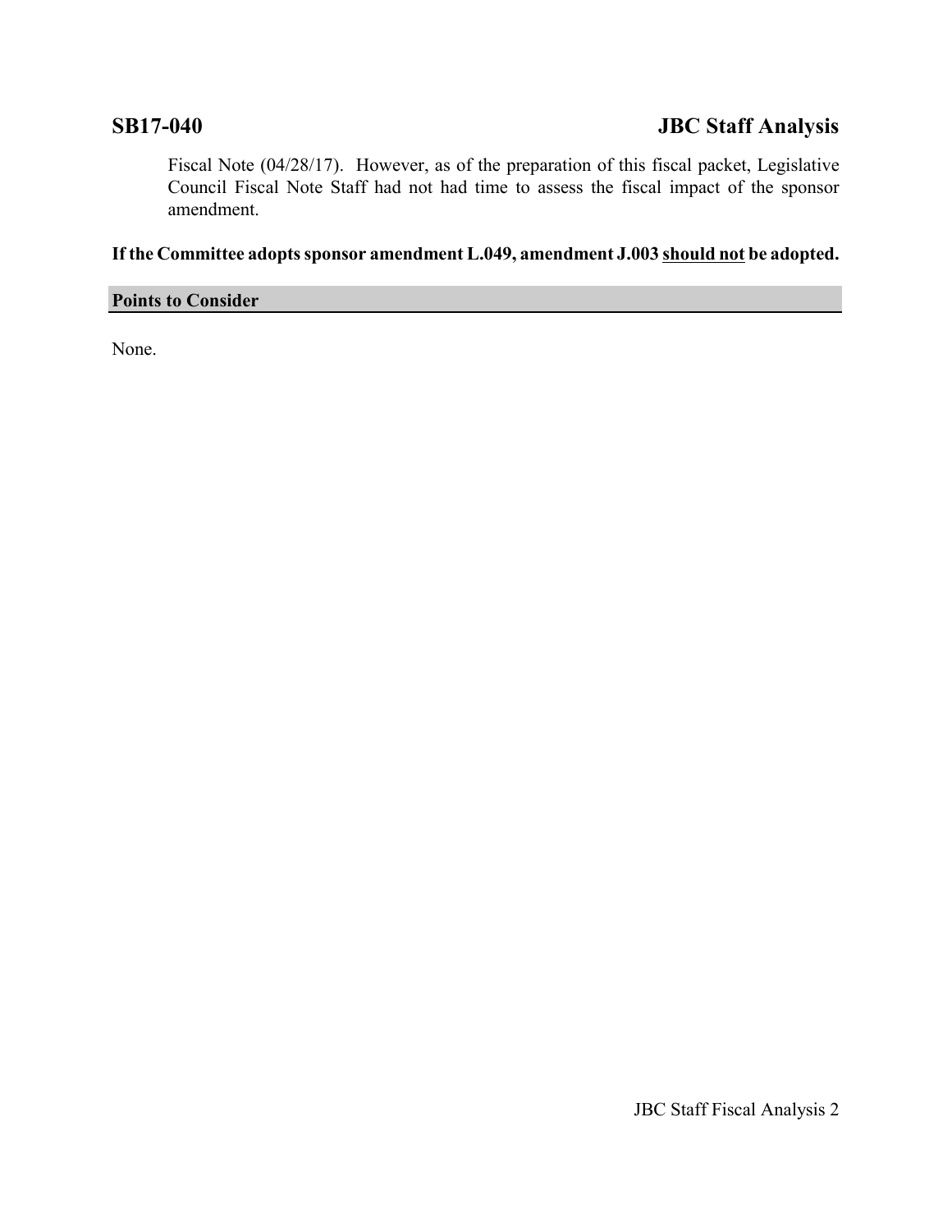Fiscal Note (04/28/17). However, as of the preparation of this fiscal packet, Legislative Council Fiscal Note Staff had not had time to assess the fiscal impact of the sponsor amendment.

**If the Committee adopts sponsor amendment L.049, amendment J.003 <u>should not</u> be adopted.**

## Points to Consider

None.